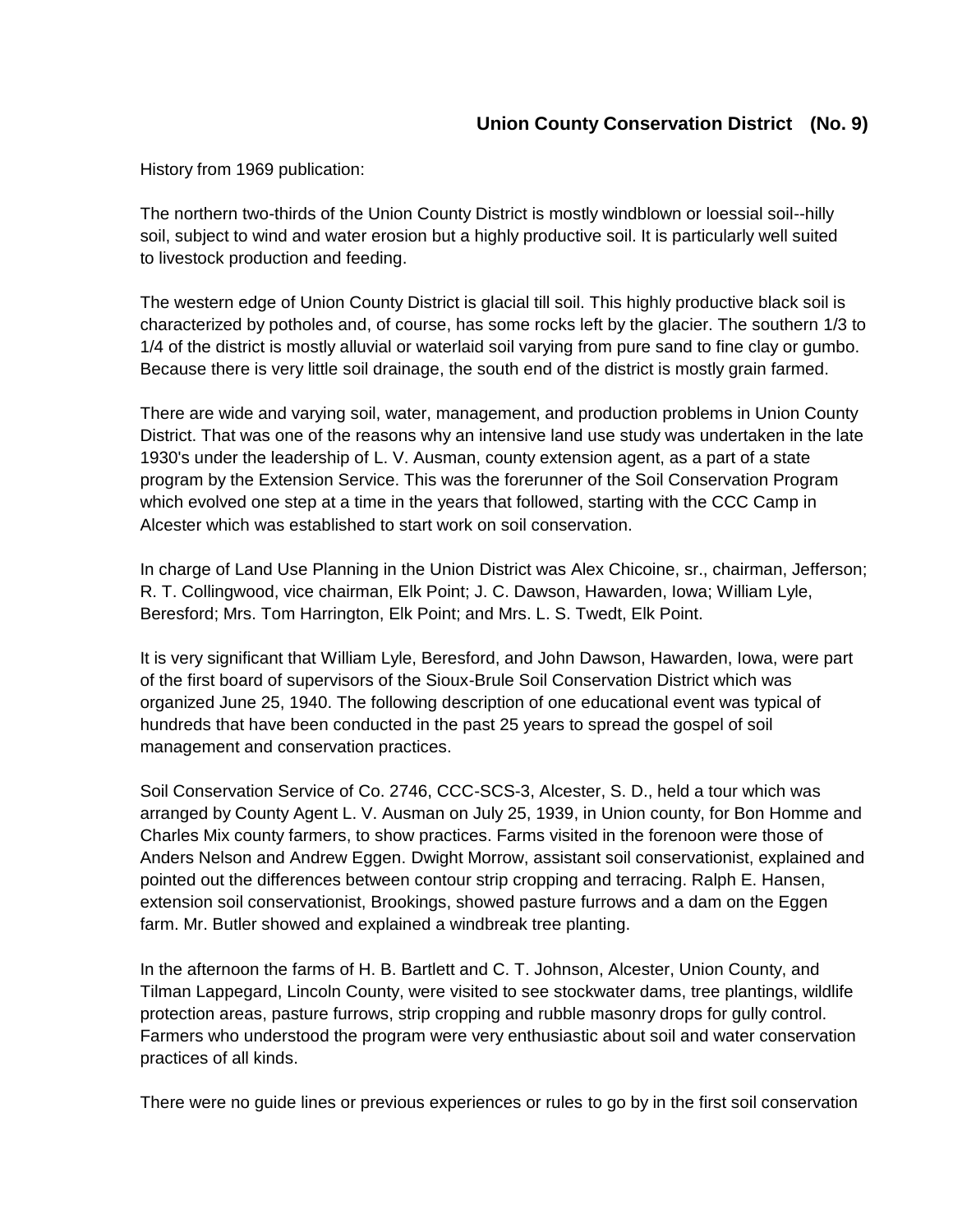## Union County Conservation District (No. 9)

History from 1969 publication:

The northern two-thirds of the Union County District is mostly windblown or loessial soil--hilly soil, subject to wind and water erosion but a highly productive soil. It is particularly well suited to livestock production and feeding.

The western edge of Union County District is glacial till soil. This highly productive black soil is characterized by potholes and, of course, has some rocks left by the glacier. The southern 1/3 to 1/4 of the district is mostly alluvial or waterlaid soil varying from pure sand to fine clay or gumbo. Because there is very little soil drainage, the south end of the district is mostly grain farmed.

There are wide and varying soil, water, management, and production problems in Union County District. That was one of the reasons why an intensive land use study was undertaken in the late 1930's under the leadership of L. V. Ausman, county extension agent, as a part of a state program by the Extension Service. This was the forerunner of the Soil Conservation Program which evolved one step at a time in the years that followed, starting with the CCC Camp in Alcester which was established to start work on soil conservation.

In charge of Land Use Planning in the Union District was Alex Chicoine, sr., chairman, Jefferson; R. T. Collingwood, vice chairman, Elk Point; J. C. Dawson, Hawarden, Iowa; William Lyle, Beresford; Mrs. Tom Harrington, Elk Point; and Mrs. L. S. Twedt, Elk Point.

It is very significant that William Lyle, Beresford, and John Dawson, Hawarden, Iowa, were part of the first board of supervisors of the Sioux-Brule Soil Conservation District which was organized June 25, 1940. The following description of one educational event was typical of hundreds that have been conducted in the past 25 years to spread the gospel of soil management and conservation practices.

Soil Conservation Service of Co. 2746, CCC-SCS-3, Alcester, S. D., held a tour which was arranged by County Agent L. V. Ausman on July 25, 1939, in Union county, for Bon Homme and Charles Mix county farmers, to show practices. Farms visited in the forenoon were those of Anders Nelson and Andrew Eggen. Dwight Morrow, assistant soil conservationist, explained and pointed out the differences between contour strip cropping and terracing. Ralph E. Hansen, extension soil conservationist, Brookings, showed pasture furrows and a dam on the Eggen farm. Mr. Butler showed and explained a windbreak tree planting.

In the afternoon the farms of H. B. Bartlett and C. T. Johnson, Alcester, Union County, and Tilman Lappegard, Lincoln County, were visited to see stockwater dams, tree plantings, wildlife protection areas, pasture furrows, strip cropping and rubble masonry drops for gully control. Farmers who understood the program were very enthusiastic about soil and water conservation practices of all kinds.

There were no guide lines or previous experiences or rules to go by in the first soil conservation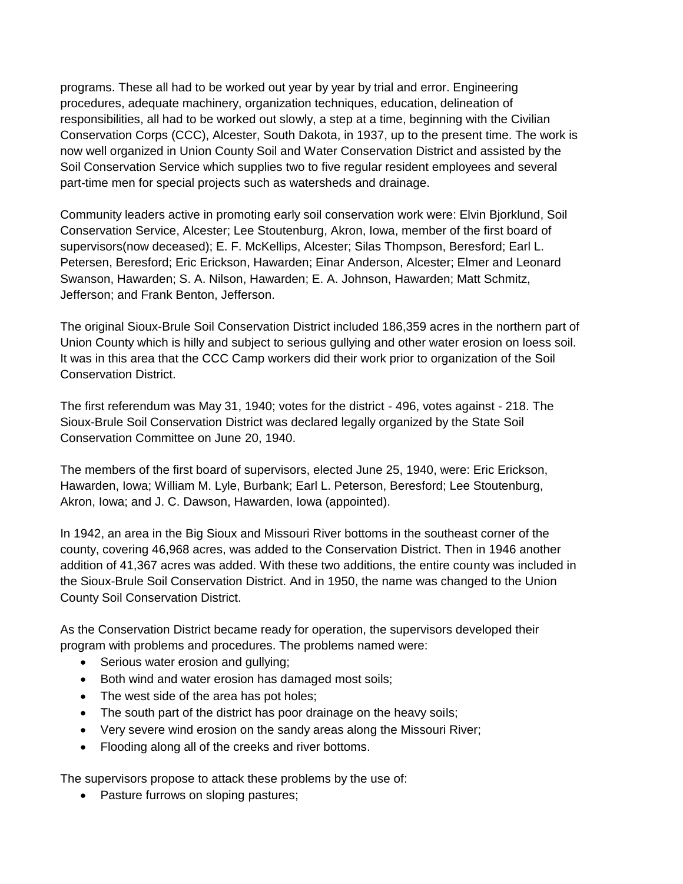programs. These all had to be worked out year by year by trial and error. Engineering procedures, adequate machinery, organization techniques, education, delineation of responsibilities, all had to be worked out slowly, a step at a time, beginning with the Civilian Conservation Corps (CCC), Alcester, South Dakota, in 1937, up to the present time. The work is now well organized in Union County Soil and Water Conservation District and assisted by the Soil Conservation Service which supplies two to five regular resident employees and several part-time men for special projects such as watersheds and drainage.

Community leaders active in promoting early soil conservation work were: Elvin Bjorklund, Soil Conservation Service, Alcester; Lee Stoutenburg, Akron, Iowa, member of the first board of supervisors(now deceased); E. F. McKellips, Alcester; Silas Thompson, Beresford; Earl L. Petersen, Beresford; Eric Erickson, Hawarden; Einar Anderson, Alcester; Elmer and Leonard Swanson, Hawarden; S. A. Nilson, Hawarden; E. A. Johnson, Hawarden; Matt Schmitz, Jefferson; and Frank Benton, Jefferson.

The original Sioux-Brule Soil Conservation District included 186,359 acres in the northern part of Union County which is hilly and subject to serious gullying and other water erosion on loess soil. It was in this area that the CCC Camp workers did their work prior to organization of the Soil Conservation District.

The first referendum was May 31, 1940; votes for the district - 496, votes against - 218. The Sioux-Brule Soil Conservation District was declared legally organized by the State Soil Conservation Committee on June 20, 1940.

The members of the first board of supervisors, elected June 25, 1940, were: Eric Erickson, Hawarden, Iowa; William M. Lyle, Burbank; Earl L. Peterson, Beresford; Lee Stoutenburg, Akron, Iowa; and J. C. Dawson, Hawarden, Iowa (appointed).

In 1942, an area in the Big Sioux and Missouri River bottoms in the southeast corner of the county, covering 46,968 acres, was added to the Conservation District. Then in 1946 another addition of 41,367 acres was added. With these two additions, the entire county was included in the Sioux-Brule Soil Conservation District. And in 1950, the name was changed to the Union County Soil Conservation District.

As the Conservation District became ready for operation, the supervisors developed their program with problems and procedures. The problems named were:

- Serious water erosion and gullying;
- Both wind and water erosion has damaged most soils;
- The west side of the area has pot holes;
- The south part of the district has poor drainage on the heavy soils;
- Very severe wind erosion on the sandy areas along the Missouri River;
- Flooding along all of the creeks and river bottoms.

The supervisors propose to attack these problems by the use of:

- Pasture furrows on sloping pastures;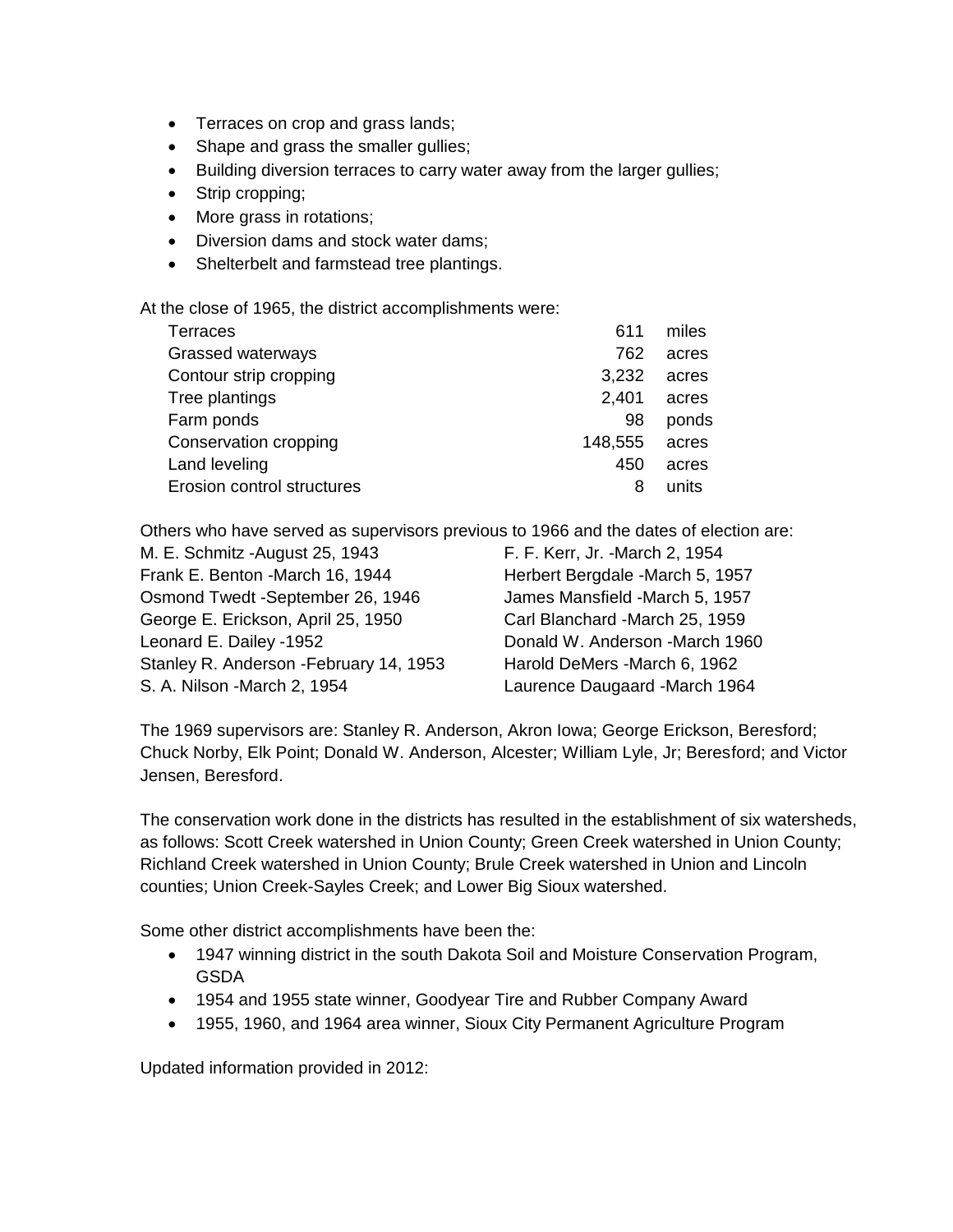- Terraces on crop and grass lands;
- Shape and grass the smaller gullies;
- Building diversion terraces to carry water away from the larger gullies;
- Strip cropping;
- More grass in rotations;
- Diversion dams and stock water dams;
- Shelterbelt and farmstead tree plantings.

At the close of 1965, the district accomplishments were:

| | | |
|---|---|---|
| Terraces | 611 | miles |
| Grassed waterways | 762 | acres |
| Contour strip cropping | 3,232 | acres |
| Tree plantings | 2,401 | acres |
| Farm ponds | 98 | ponds |
| Conservation cropping | 148,555 | acres |
| Land leveling | 450 | acres |
| Erosion control structures | 8 | units |

Others who have served as supervisors previous to 1966 and the dates of election are:

M. E. Schmitz -August 25, 1943
Frank E. Benton -March 16, 1944
Osmond Twedt -September 26, 1946
George E. Erickson, April 25, 1950
Leonard E. Dailey -1952
Stanley R. Anderson -February 14, 1953
S. A. Nilson -March 2, 1954
F. F. Kerr, Jr. -March 2, 1954
Herbert Bergdale -March 5, 1957
James Mansfield -March 5, 1957
Carl Blanchard -March 25, 1959
Donald W. Anderson -March 1960
Harold DeMers -March 6, 1962
Laurence Daugaard -March 1964

The 1969 supervisors are: Stanley R. Anderson, Akron Iowa; George Erickson, Beresford; Chuck Norby, Elk Point; Donald W. Anderson, Alcester; William Lyle, Jr; Beresford; and Victor Jensen, Beresford.

The conservation work done in the districts has resulted in the establishment of six watersheds, as follows: Scott Creek watershed in Union County; Green Creek watershed in Union County; Richland Creek watershed in Union County; Brule Creek watershed in Union and Lincoln counties; Union Creek-Sayles Creek; and Lower Big Sioux watershed.

Some other district accomplishments have been the:

- 1947 winning district in the south Dakota Soil and Moisture Conservation Program, GSDA
- 1954 and 1955 state winner, Goodyear Tire and Rubber Company Award
- 1955, 1960, and 1964 area winner, Sioux City Permanent Agriculture Program

Updated information provided in 2012: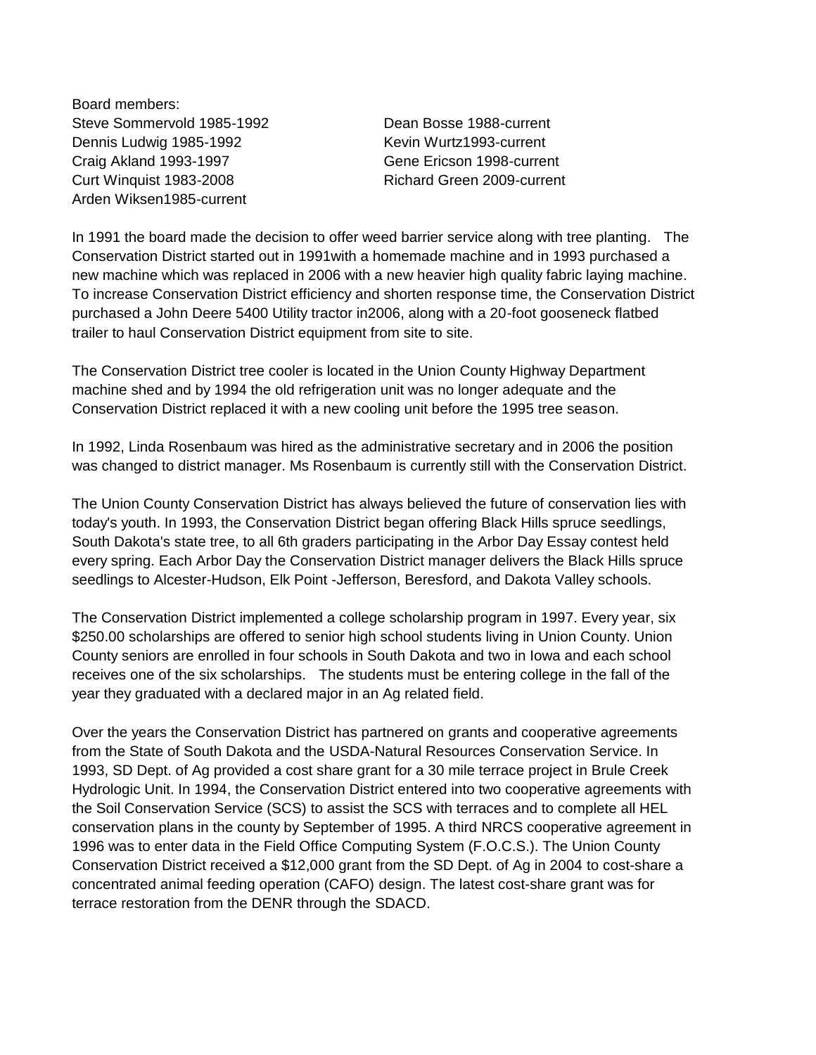Board members:

Steve Sommervold 1985-1992
Dennis Ludwig 1985-1992
Craig Akland 1993-1997
Curt Winquist 1983-2008
Arden Wiksen1985-current
Dean Bosse 1988-current
Kevin Wurtz1993-current
Gene Ericson 1998-current
Richard Green 2009-current

In 1991 the board made the decision to offer weed barrier service along with tree planting. The Conservation District started out in 1991with a homemade machine and in 1993 purchased a new machine which was replaced in 2006 with a new heavier high quality fabric laying machine. To increase Conservation District efficiency and shorten response time, the Conservation District purchased a John Deere 5400 Utility tractor in2006, along with a 20-foot gooseneck flatbed trailer to haul Conservation District equipment from site to site.

The Conservation District tree cooler is located in the Union County Highway Department machine shed and by 1994 the old refrigeration unit was no longer adequate and the Conservation District replaced it with a new cooling unit before the 1995 tree season.

In 1992, Linda Rosenbaum was hired as the administrative secretary and in 2006 the position was changed to district manager. Ms Rosenbaum is currently still with the Conservation District.

The Union County Conservation District has always believed the future of conservation lies with today's youth. In 1993, the Conservation District began offering Black Hills spruce seedlings, South Dakota's state tree, to all 6th graders participating in the Arbor Day Essay contest held every spring. Each Arbor Day the Conservation District manager delivers the Black Hills spruce seedlings to Alcester-Hudson, Elk Point -Jefferson, Beresford, and Dakota Valley schools.

The Conservation District implemented a college scholarship program in 1997. Every year, six $250.00 scholarships are offered to senior high school students living in Union County. Union County seniors are enrolled in four schools in South Dakota and two in Iowa and each school receives one of the six scholarships. The students must be entering college in the fall of the year they graduated with a declared major in an Ag related field.

Over the years the Conservation District has partnered on grants and cooperative agreements from the State of South Dakota and the USDA-Natural Resources Conservation Service. In 1993, SD Dept. of Ag provided a cost share grant for a 30 mile terrace project in Brule Creek Hydrologic Unit. In 1994, the Conservation District entered into two cooperative agreements with the Soil Conservation Service (SCS) to assist the SCS with terraces and to complete all HEL conservation plans in the county by September of 1995. A third NRCS cooperative agreement in 1996 was to enter data in the Field Office Computing System (F.O.C.S.). The Union County Conservation District received a $12,000 grant from the SD Dept. of Ag in 2004 to cost-share a concentrated animal feeding operation (CAFO) design. The latest cost-share grant was for terrace restoration from the DENR through the SDACD.